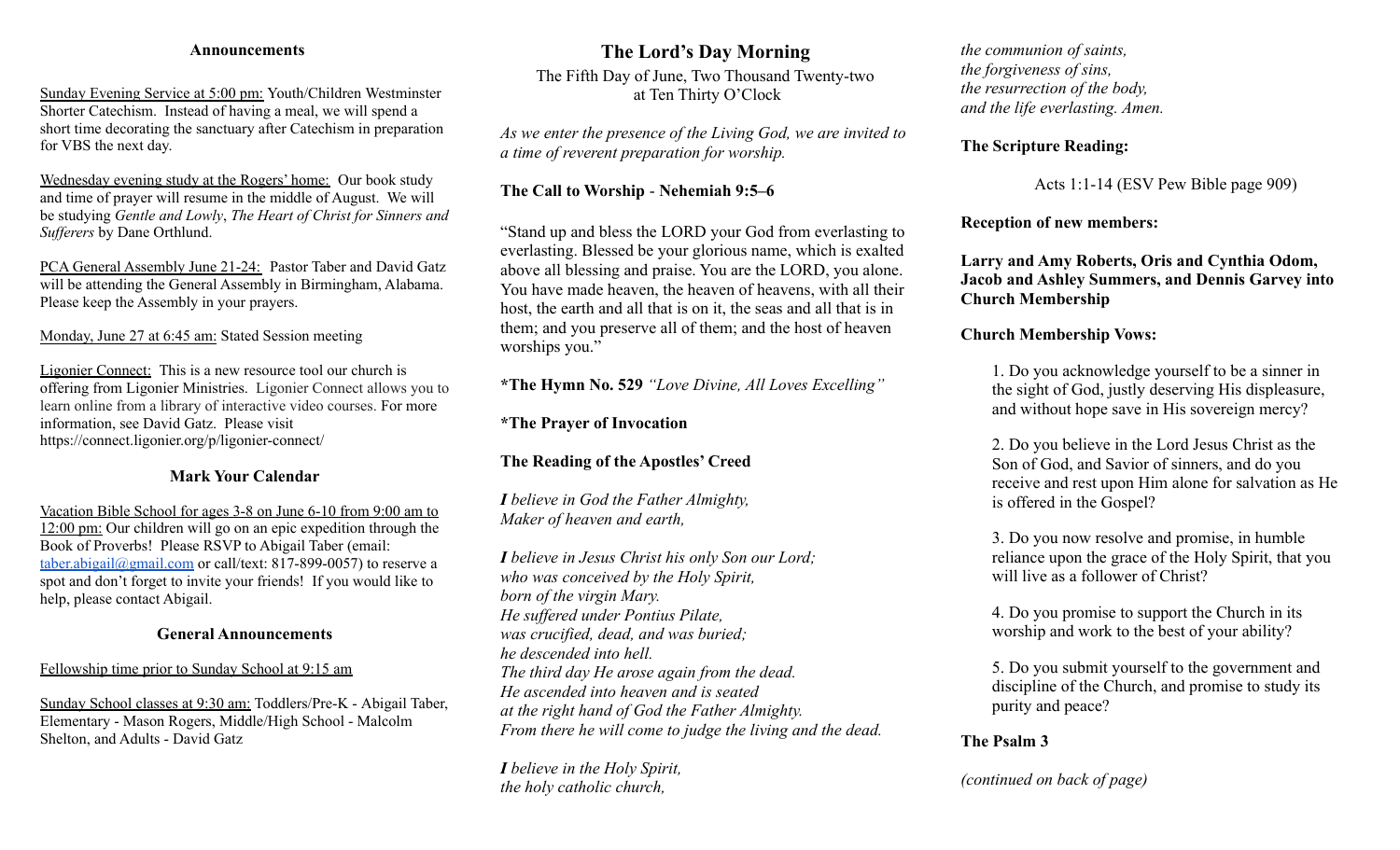## Announcements

Sunday Evening Service at 5:00 pm: Youth/Children Westminster Shorter Catechism. Instead of having a meal, we will spend a short time decorating the sanctuary after Catechism in preparation for VBS the next day.

Wednesday evening study at the Rogers' home: Our book study and time of prayer will resume in the middle of August. We will be studying *Gentle and Lowly*, *The Heart of Christ for Sinners and Sufferers* by Dane Orthlund.

PCA General Assembly June 21-24: Pastor Taber and David Gatz will be attending the General Assembly in Birmingham, Alabama. Please keep the Assembly in your prayers.

Monday, June 27 at 6:45 am: Stated Session meeting

Ligonier Connect: This is a new resource tool our church is offering from Ligonier Ministries. Ligonier Connect allows you to learn online from a library of interactive video courses. For more information, see David Gatz. Please visit https://connect.ligonier.org/p/ligonier-connect/

## Mark Your Calendar

Vacation Bible School for ages 3-8 on June 6-10 from 9:00 am to 12:00 pm: Our children will go on an epic expedition through the Book of Proverbs! Please RSVP to Abigail Taber (email: taber.abigail@gmail.com or call/text: 817-899-0057) to reserve a spot and don't forget to invite your friends! If you would like to help, please contact Abigail.

## General Announcements

Fellowship time prior to Sunday School at 9:15 am

Sunday School classes at 9:30 am: Toddlers/Pre-K - Abigail Taber, Elementary - Mason Rogers, Middle/High School - Malcolm Shelton, and Adults - David Gatz

# The Lord's Day Morning

The Fifth Day of June, Two Thousand Twenty-two
at Ten Thirty O'Clock

*As we enter the presence of the Living God, we are invited to a time of reverent preparation for worship.*

**The Call to Worship - Nehemiah 9:5–6**

"Stand up and bless the LORD your God from everlasting to everlasting. Blessed be your glorious name, which is exalted above all blessing and praise. You are the LORD, you alone. You have made heaven, the heaven of heavens, with all their host, the earth and all that is on it, the seas and all that is in them; and you preserve all of them; and the host of heaven worships you."

**\*The Hymn No. 529** *"Love Divine, All Loves Excelling"*

**\*The Prayer of Invocation**

**The Reading of the Apostles' Creed**

***I*** *believe in God the Father Almighty,*
*Maker of heaven and earth,*

***I*** *believe in Jesus Christ his only Son our Lord;*
*who was conceived by the Holy Spirit,*
*born of the virgin Mary.*
*He suffered under Pontius Pilate,*
*was crucified, dead, and was buried;*
*he descended into hell.*
*The third day He arose again from the dead.*
*He ascended into heaven and is seated*
*at the right hand of God the Father Almighty.*
*From there he will come to judge the living and the dead.*

***I*** *believe in the Holy Spirit,*
*the holy catholic church,*
*the communion of saints,*
*the forgiveness of sins,*
*the resurrection of the body,*
*and the life everlasting. Amen.*

**The Scripture Reading:**

Acts 1:1-14 (ESV Pew Bible page 909)

**Reception of new members:**

**Larry and Amy Roberts, Oris and Cynthia Odom, Jacob and Ashley Summers, and Dennis Garvey into Church Membership**

**Church Membership Vows:**

1. Do you acknowledge yourself to be a sinner in the sight of God, justly deserving His displeasure, and without hope save in His sovereign mercy?

2. Do you believe in the Lord Jesus Christ as the Son of God, and Savior of sinners, and do you receive and rest upon Him alone for salvation as He is offered in the Gospel?

3. Do you now resolve and promise, in humble reliance upon the grace of the Holy Spirit, that you will live as a follower of Christ?

4. Do you promise to support the Church in its worship and work to the best of your ability?

5. Do you submit yourself to the government and discipline of the Church, and promise to study its purity and peace?

**The Psalm 3**

*(continued on back of page)*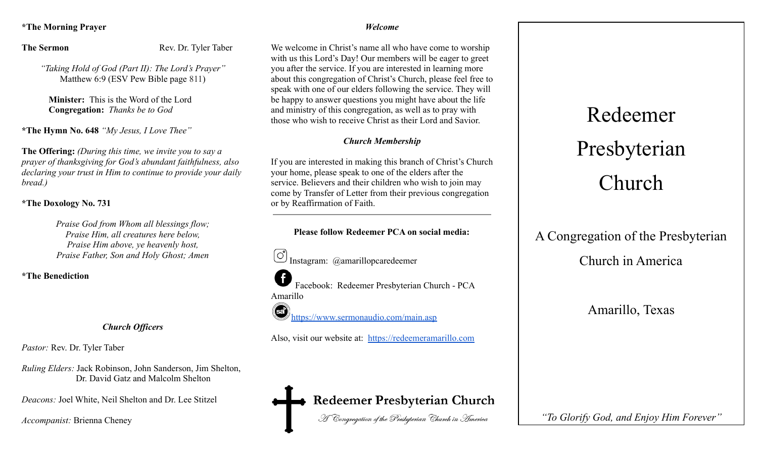**\*The Morning Prayer**

**The Sermon** Rev. Dr. Tyler Taber

*"Taking Hold of God (Part II): The Lord's Prayer"*
Matthew 6:9 (ESV Pew Bible page 811)

**Minister:** This is the Word of the Lord
**Congregation:** *Thanks be to God*

**\*The Hymn No. 648** *"My Jesus, I Love Thee"*

**The Offering:** *(During this time, we invite you to say a prayer of thanksgiving for God's abundant faithfulness, also declaring your trust in Him to continue to provide your daily bread.)*

**\*The Doxology No. 731**

*Praise God from Whom all blessings flow;*
*Praise Him, all creatures here below,*
*Praise Him above, ye heavenly host,*
*Praise Father, Son and Holy Ghost; Amen*

**\*The Benediction**

### *Church Officers*

*Pastor:* Rev. Dr. Tyler Taber

*Ruling Elders:* Jack Robinson, John Sanderson, Jim Shelton, Dr. David Gatz and Malcolm Shelton

*Deacons:* Joel White, Neil Shelton and Dr. Lee Stitzel

*Accompanist:* Brienna Cheney

### *Welcome*

We welcome in Christ's name all who have come to worship with us this Lord's Day! Our members will be eager to greet you after the service. If you are interested in learning more about this congregation of Christ's Church, please feel free to speak with one of our elders following the service. They will be happy to answer questions you might have about the life and ministry of this congregation, as well as to pray with those who wish to receive Christ as their Lord and Savior.

### *Church Membership*

If you are interested in making this branch of Christ's Church your home, please speak to one of the elders after the service. Believers and their children who wish to join may come by Transfer of Letter from their previous congregation or by Reaffirmation of Faith.

---

**Please follow Redeemer PCA on social media:**

Instagram: @amarillopcaredeemer

Facebook: Redeemer Presbyterian Church - PCA Amarillo

https://www.sermonaudio.com/main.asp

Also, visit our website at: https://redeemeramarillo.com

**Redeemer Presbyterian Church**
*A Congregation of the Presbyterian Church in America*

# Redeemer Presbyterian Church

A Congregation of the Presbyterian Church in America

Amarillo, Texas

*"To Glorify God, and Enjoy Him Forever"*